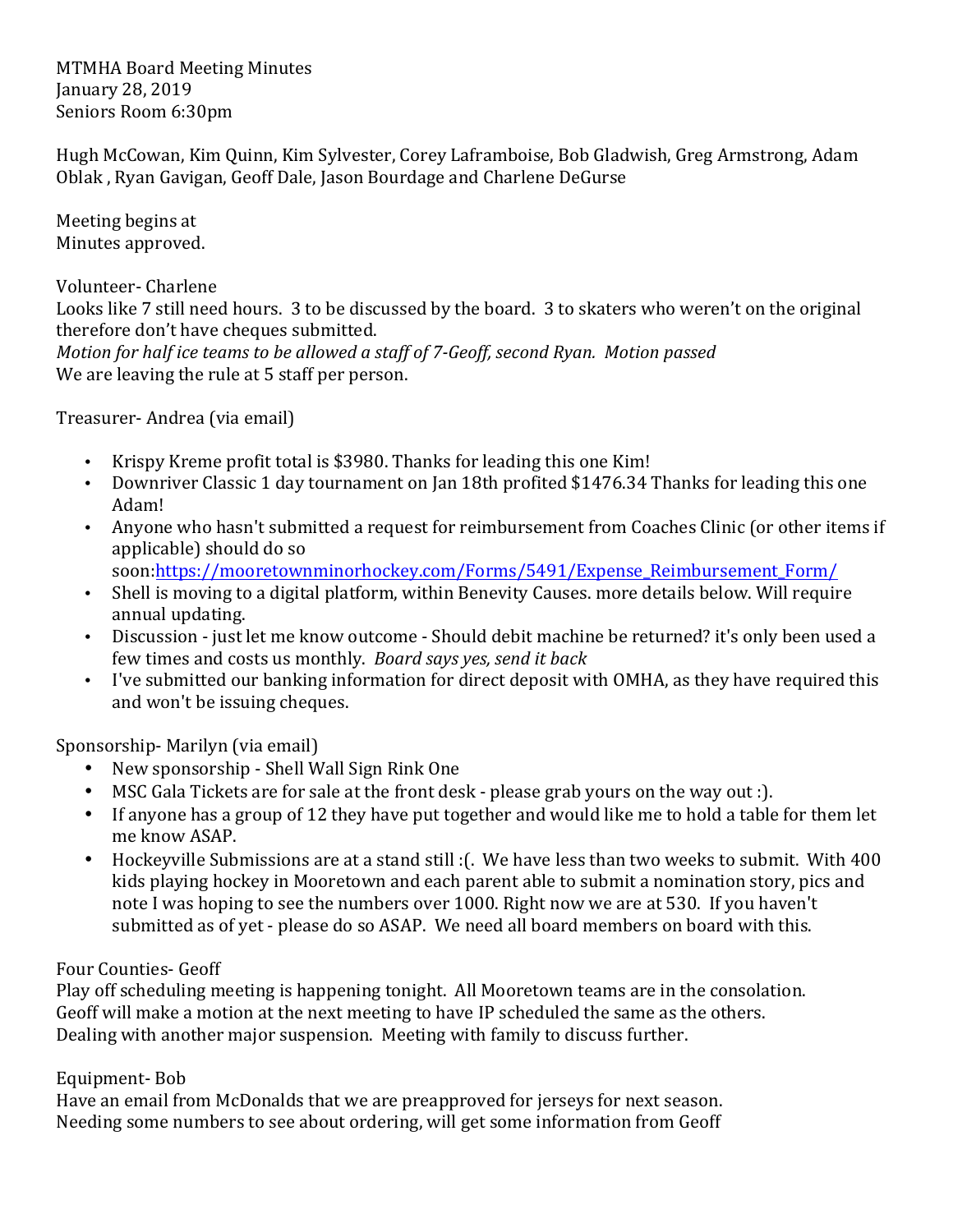MTMHA Board Meeting Minutes
January 28, 2019
Seniors Room 6:30pm

Hugh McCowan, Kim Quinn, Kim Sylvester, Corey Laframboise, Bob Gladwish, Greg Armstrong, Adam Oblak , Ryan Gavigan, Geoff Dale, Jason Bourdage and Charlene DeGurse

Meeting begins at
Minutes approved.

Volunteer- Charlene
Looks like 7 still need hours. 3 to be discussed by the board. 3 to skaters who weren't on the original therefore don't have cheques submitted.
*Motion for half ice teams to be allowed a staff of 7-Geoff, second Ryan. Motion passed*
We are leaving the rule at 5 staff per person.

Treasurer- Andrea (via email)

- Krispy Kreme profit total is $3980. Thanks for leading this one Kim!
- Downriver Classic 1 day tournament on Jan 18th profited $1476.34 Thanks for leading this one Adam!
- Anyone who hasn't submitted a request for reimbursement from Coaches Clinic (or other items if applicable) should do so soon:[https://mooretownminorhockey.com/Forms/5491/Expense_Reimbursement_Form/](https://mooretownminorhockey.com/Forms/5491/Expense_Reimbursement_Form/)
- Shell is moving to a digital platform, within Benevity Causes. more details below. Will require annual updating.
- Discussion - just let me know outcome - Should debit machine be returned? it's only been used a few times and costs us monthly. *Board says yes, send it back*
- I've submitted our banking information for direct deposit with OMHA, as they have required this and won't be issuing cheques.

Sponsorship- Marilyn (via email)

- New sponsorship - Shell Wall Sign Rink One
- MSC Gala Tickets are for sale at the front desk - please grab yours on the way out :).
- If anyone has a group of 12 they have put together and would like me to hold a table for them let me know ASAP.
- Hockeyville Submissions are at a stand still :(. We have less than two weeks to submit. With 400 kids playing hockey in Mooretown and each parent able to submit a nomination story, pics and note I was hoping to see the numbers over 1000. Right now we are at 530. If you haven't submitted as of yet - please do so ASAP. We need all board members on board with this.

Four Counties- Geoff
Play off scheduling meeting is happening tonight. All Mooretown teams are in the consolation.
Geoff will make a motion at the next meeting to have IP scheduled the same as the others.
Dealing with another major suspension. Meeting with family to discuss further.

Equipment- Bob
Have an email from McDonalds that we are preapproved for jerseys for next season.
Needing some numbers to see about ordering, will get some information from Geoff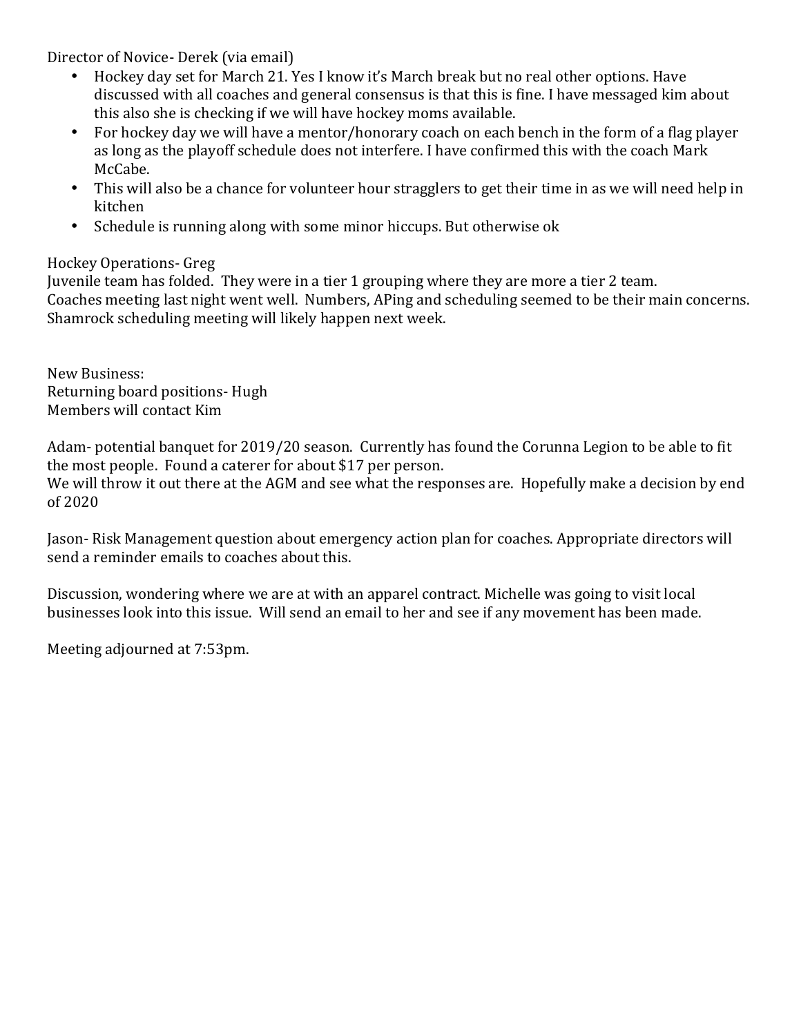Director of Novice- Derek (via email)

- Hockey day set for March 21. Yes I know it's March break but no real other options. Have discussed with all coaches and general consensus is that this is fine. I have messaged kim about this also she is checking if we will have hockey moms available.
- For hockey day we will have a mentor/honorary coach on each bench in the form of a flag player as long as the playoff schedule does not interfere. I have confirmed this with the coach Mark McCabe.
- This will also be a chance for volunteer hour stragglers to get their time in as we will need help in kitchen
- Schedule is running along with some minor hiccups. But otherwise ok

Hockey Operations- Greg
Juvenile team has folded. They were in a tier 1 grouping where they are more a tier 2 team.
Coaches meeting last night went well. Numbers, APing and scheduling seemed to be their main concerns.
Shamrock scheduling meeting will likely happen next week.

New Business:
Returning board positions- Hugh
Members will contact Kim

Adam- potential banquet for 2019/20 season. Currently has found the Corunna Legion to be able to fit the most people. Found a caterer for about $17 per person.
We will throw it out there at the AGM and see what the responses are. Hopefully make a decision by end of 2020

Jason- Risk Management question about emergency action plan for coaches. Appropriate directors will send a reminder emails to coaches about this.

Discussion, wondering where we are at with an apparel contract. Michelle was going to visit local businesses look into this issue. Will send an email to her and see if any movement has been made.

Meeting adjourned at 7:53pm.